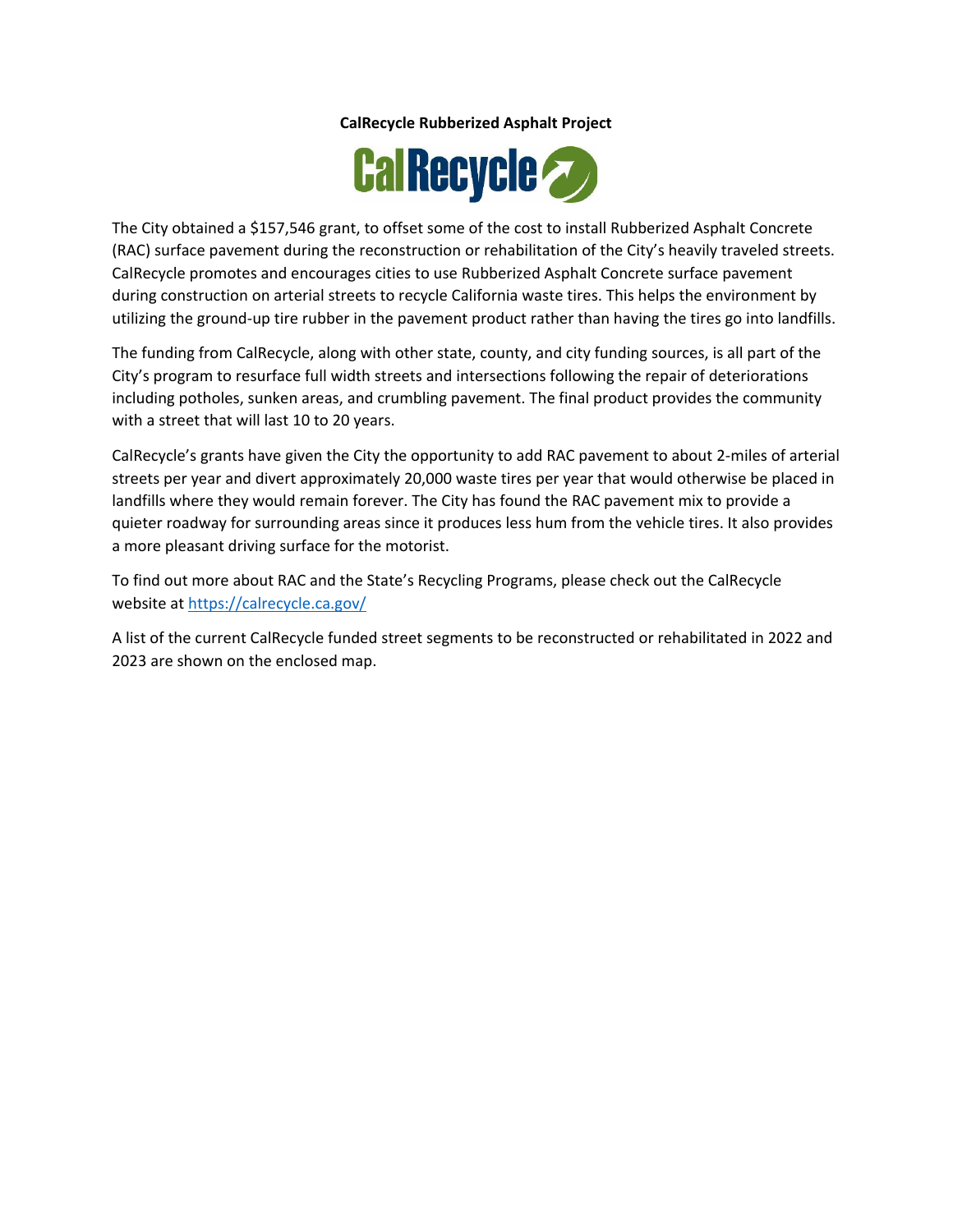**CalRecycle Rubberized Asphalt Project**

The City obtained a $157,546 grant, to offset some of the cost to install Rubberized Asphalt Concrete (RAC) surface pavement during the reconstruction or rehabilitation of the City's heavily traveled streets. CalRecycle promotes and encourages cities to use Rubberized Asphalt Concrete surface pavement during construction on arterial streets to recycle California waste tires. This helps the environment by utilizing the ground-up tire rubber in the pavement product rather than having the tires go into landfills.

The funding from CalRecycle, along with other state, county, and city funding sources, is all part of the City's program to resurface full width streets and intersections following the repair of deteriorations including potholes, sunken areas, and crumbling pavement. The final product provides the community with a street that will last 10 to 20 years.

CalRecycle's grants have given the City the opportunity to add RAC pavement to about 2-miles of arterial streets per year and divert approximately 20,000 waste tires per year that would otherwise be placed in landfills where they would remain forever. The City has found the RAC pavement mix to provide a quieter roadway for surrounding areas since it produces less hum from the vehicle tires. It also provides a more pleasant driving surface for the motorist.

To find out more about RAC and the State's Recycling Programs, please check out the CalRecycle website at [https://calrecycle.ca.gov/](https://calrecycle.ca.gov/)

A list of the current CalRecycle funded street segments to be reconstructed or rehabilitated in 2022 and 2023 are shown on the enclosed map.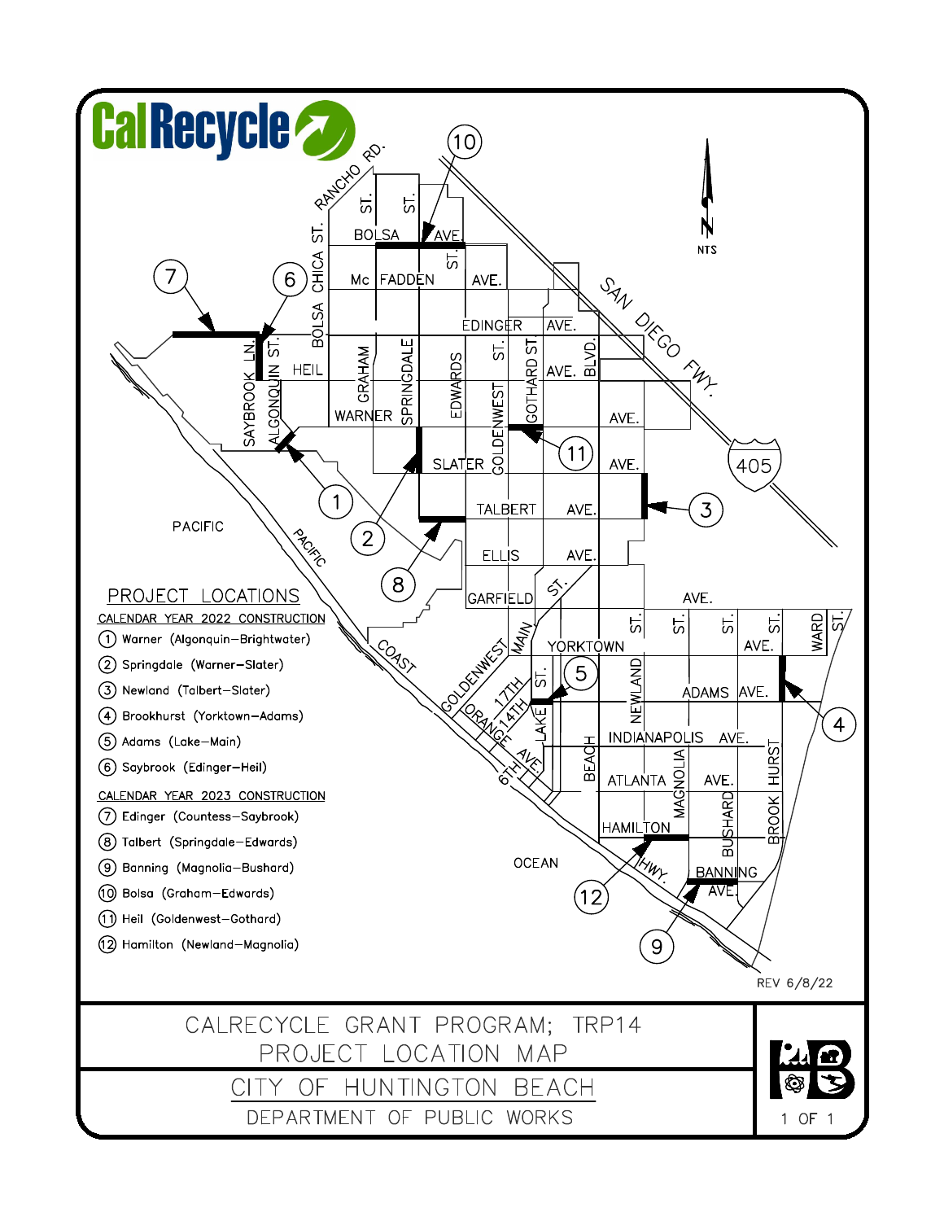CalRecycle

# PROJECT LOCATIONS

CALENDAR YEAR 2022 CONSTRUCTION

1. Warner (Algonquin–Brightwater)
2. Springdale (Warner–Slater)
3. Newland (Talbert–Slater)
4. Brookhurst (Yorktown–Adams)
5. Adams (Lake–Main)
6. Saybrook (Edinger–Heil)

CALENDAR YEAR 2023 CONSTRUCTION

7. Edinger (Countess–Saybrook)
8. Talbert (Springdale–Edwards)
9. Banning (Magnolia–Bushard)
10. Bolsa (Graham–Edwards)
11. Heil (Goldenwest–Gothard)
12. Hamilton (Newland–Magnolia)

NTS

REV 6/8/22

CALRECYCLE GRANT PROGRAM; TRP14
PROJECT LOCATION MAP

CITY OF HUNTINGTON BEACH
DEPARTMENT OF PUBLIC WORKS